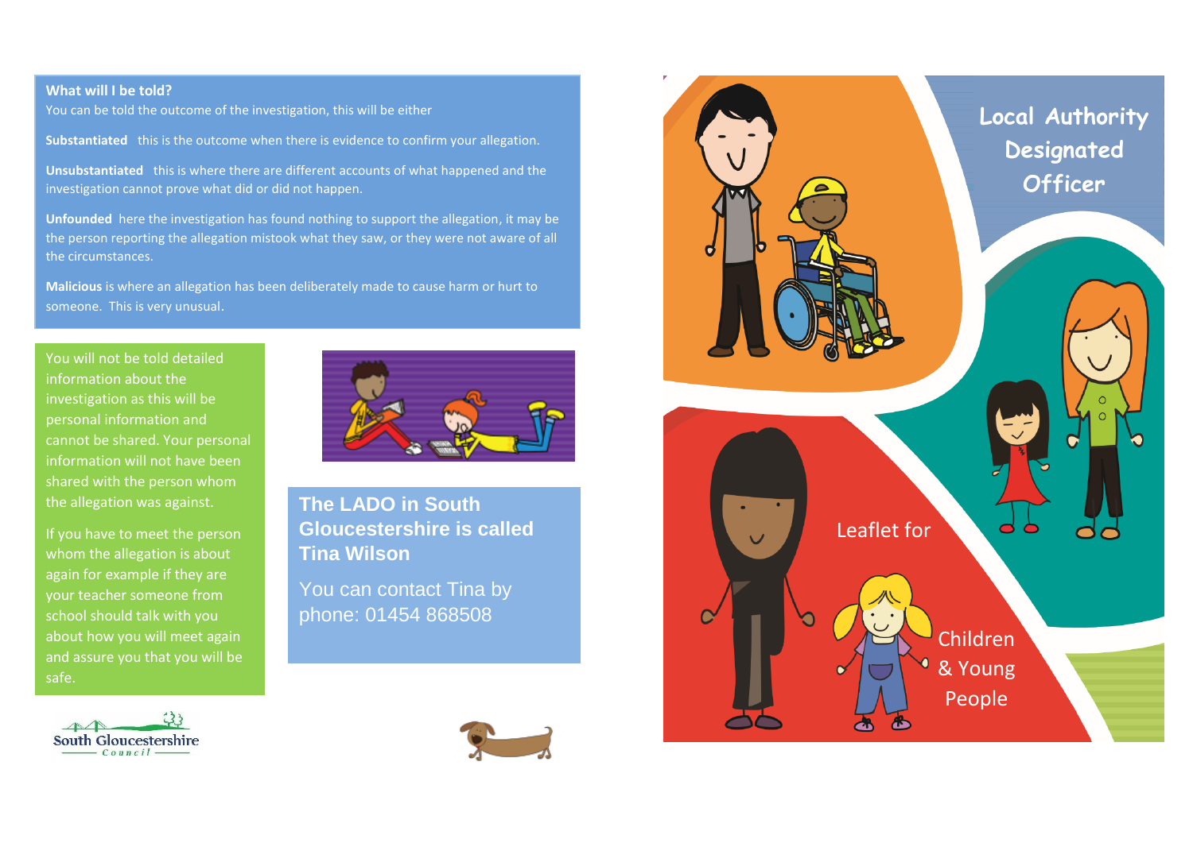## What will I be told?

You can be told the outcome of the investigation, this will be either

**Substantiated** this is the outcome when there is evidence to confirm your allegation.

**Unsubstantiated** this is where there are different accounts of what happened and the investigation cannot prove what did or did not happen.

**Unfounded** here the investigation has found nothing to support the allegation, it may be the person reporting the allegation mistook what they saw, or they were not aware of all the circumstances.

**Malicious** is where an allegation has been deliberately made to cause harm or hurt to someone. This is very unusual.

You will not be told detailed information about the investigation as this will be personal information and cannot be shared. Your personal information will not have been shared with the person whom the allegation was against.

If you have to meet the person whom the allegation is about again for example if they are your teacher someone from school should talk with you about how you will meet again and assure you that you will be safe.

### The LADO in South Gloucestershire is called Tina Wilson

You can contact Tina by phone: 01454 868508

South Gloucestershire Council

# Local Authority Designated Officer

Leaflet for

Children & Young People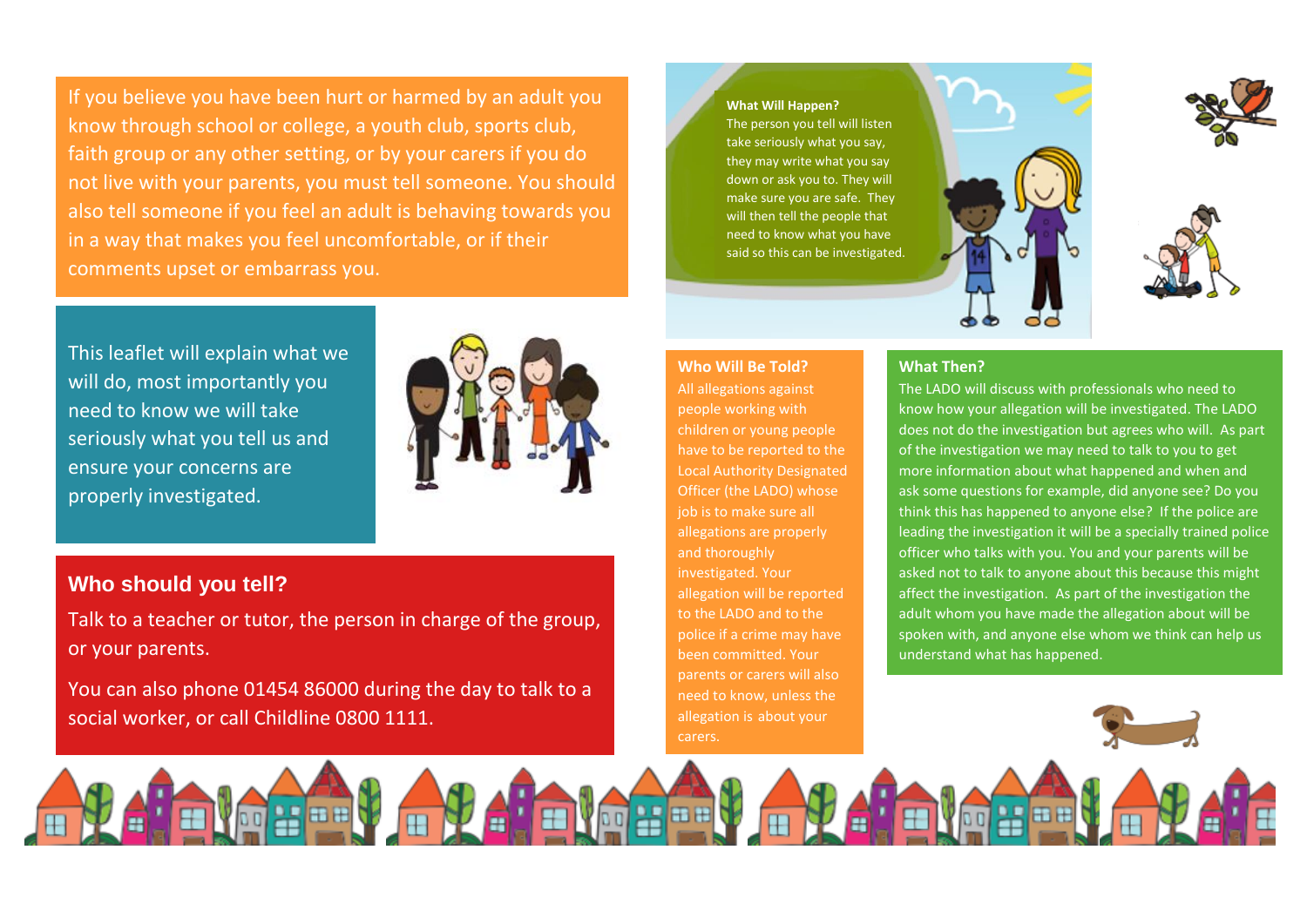If you believe you have been hurt or harmed by an adult you know through school or college, a youth club, sports club, faith group or any other setting, or by your carers if you do not live with your parents, you must tell someone. You should also tell someone if you feel an adult is behaving towards you in a way that makes you feel uncomfortable, or if their comments upset or embarrass you.

This leaflet will explain what we will do, most importantly you need to know we will take seriously what you tell us and ensure your concerns are properly investigated.

## Who should you tell?

Talk to a teacher or tutor, the person in charge of the group, or your parents.

You can also phone 01454 86000 during the day to talk to a social worker, or call Childline 0800 1111.

### What Will Happen?

The person you tell will listen take seriously what you say, they may write what you say down or ask you to. They will make sure you are safe. They will then tell the people that need to know what you have said so this can be investigated.

### Who Will Be Told?

All allegations against people working with children or young people have to be reported to the Local Authority Designated Officer (the LADO) whose job is to make sure all allegations are properly and thoroughly investigated. Your allegation will be reported to the LADO and to the police if a crime may have been committed. Your parents or carers will also need to know, unless the allegation is about your carers.

### What Then?

The LADO will discuss with professionals who need to know how your allegation will be investigated. The LADO does not do the investigation but agrees who will. As part of the investigation we may need to talk to you to get more information about what happened and when and ask some questions for example, did anyone see? Do you think this has happened to anyone else? If the police are leading the investigation it will be a specially trained police officer who talks with you. You and your parents will be asked not to talk to anyone about this because this might affect the investigation. As part of the investigation the adult whom you have made the allegation about will be spoken with, and anyone else whom we think can help us understand what has happened.